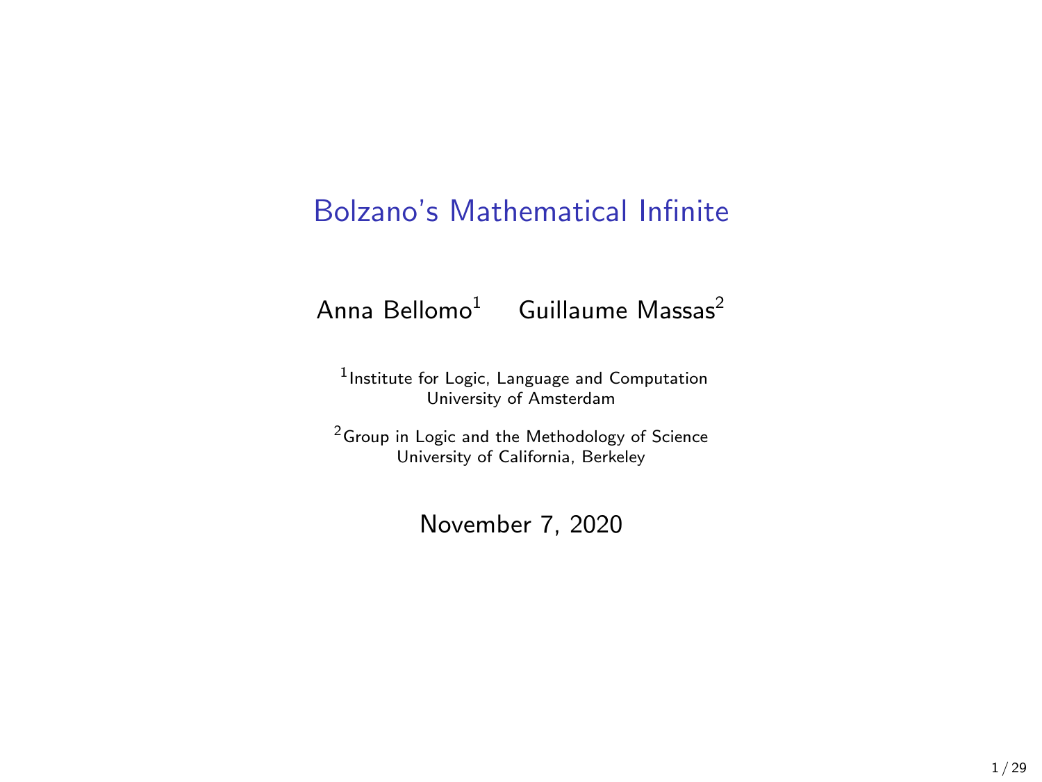# Bolzano's Mathematical Infinite

Anna Bellomo[1] Guillaume Massas[2]

[1]Institute for Logic, Language and Computation
University of Amsterdam

[2]Group in Logic and the Methodology of Science
University of California, Berkeley

November 7, 2020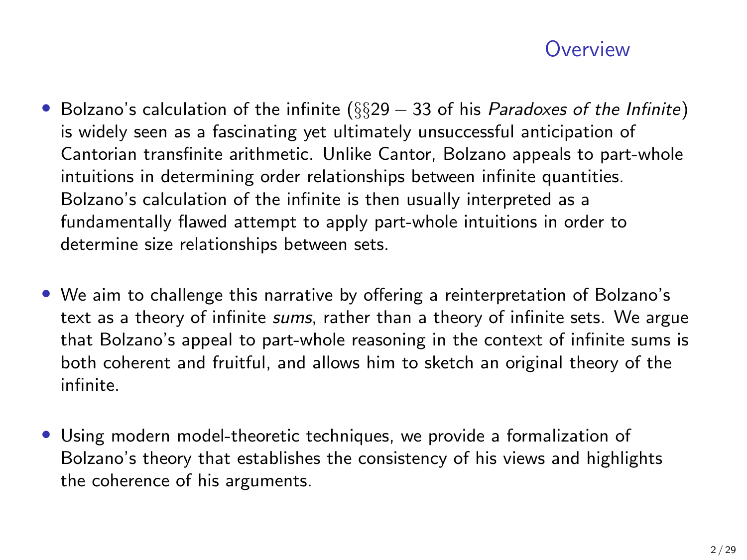## Overview

- Bolzano's calculation of the infinite (§§29 – 33 of his *Paradoxes of the Infinite*) is widely seen as a fascinating yet ultimately unsuccessful anticipation of Cantorian transfinite arithmetic. Unlike Cantor, Bolzano appeals to part-whole intuitions in determining order relationships between infinite quantities. Bolzano's calculation of the infinite is then usually interpreted as a fundamentally flawed attempt to apply part-whole intuitions in order to determine size relationships between sets.

- We aim to challenge this narrative by offering a reinterpretation of Bolzano's text as a theory of infinite *sums*, rather than a theory of infinite sets. We argue that Bolzano's appeal to part-whole reasoning in the context of infinite sums is both coherent and fruitful, and allows him to sketch an original theory of the infinite.

- Using modern model-theoretic techniques, we provide a formalization of Bolzano's theory that establishes the consistency of his views and highlights the coherence of his arguments.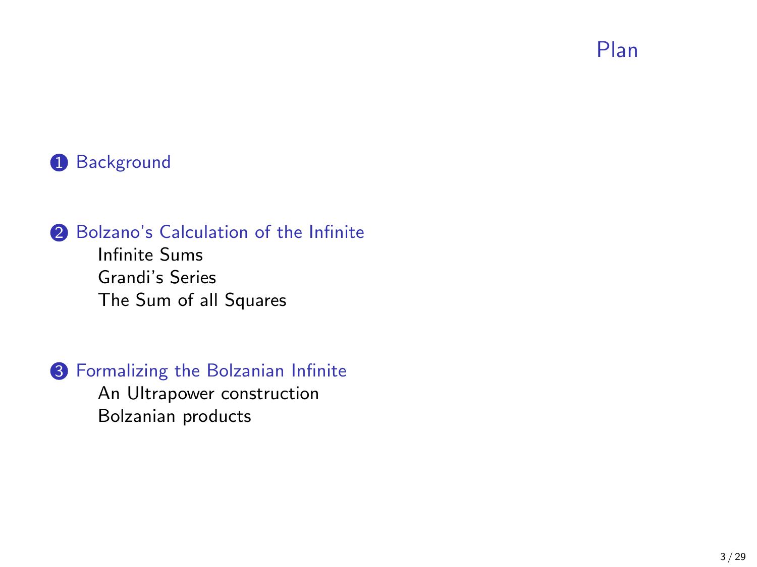# Plan

1. Background
2. Bolzano's Calculation of the Infinite
   - Infinite Sums
   - Grandi's Series
   - The Sum of all Squares
3. Formalizing the Bolzanian Infinite
   - An Ultrapower construction
   - Bolzanian products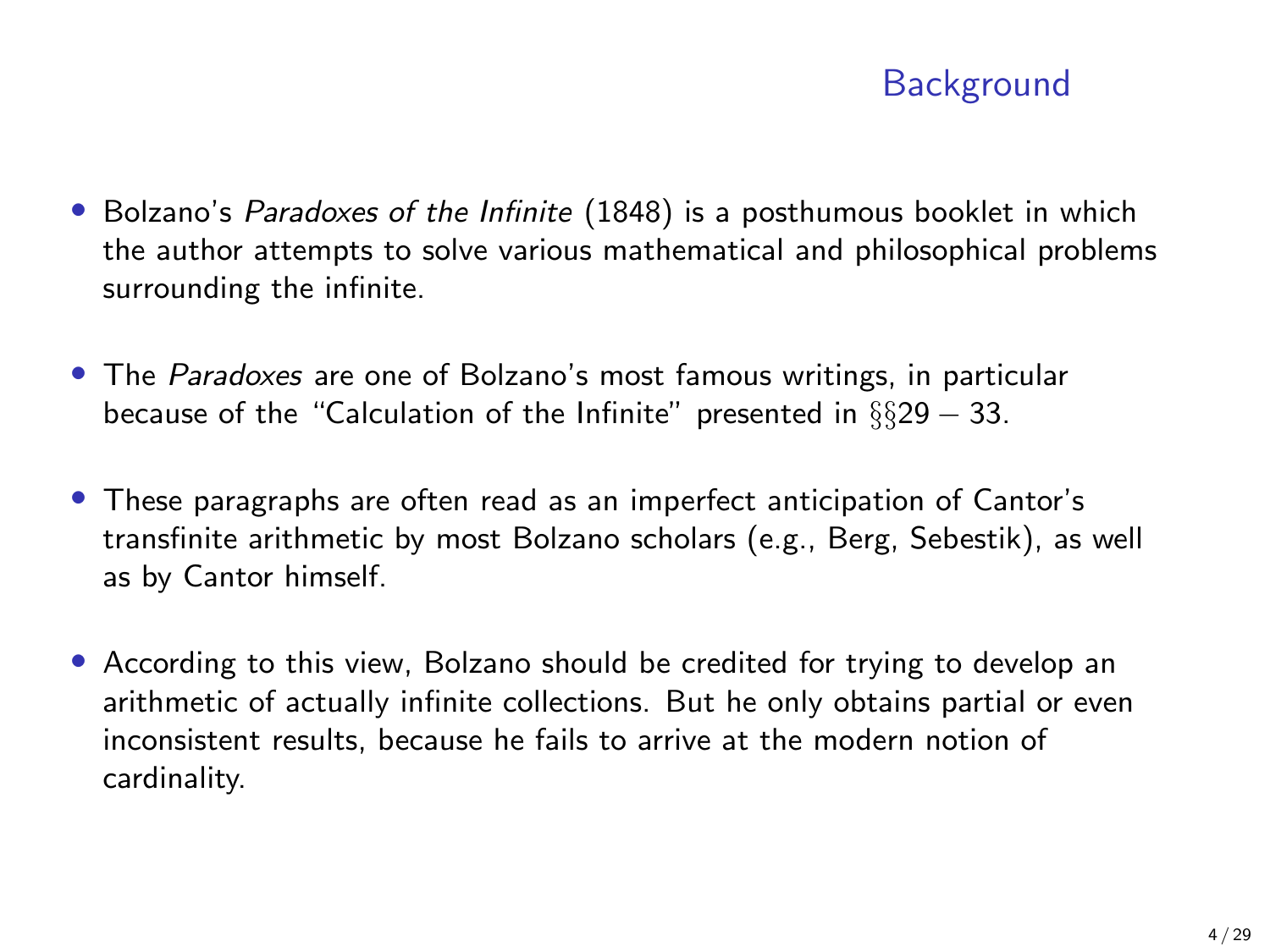## Background

- Bolzano's *Paradoxes of the Infinite* (1848) is a posthumous booklet in which the author attempts to solve various mathematical and philosophical problems surrounding the infinite.
- The *Paradoxes* are one of Bolzano's most famous writings, in particular because of the "Calculation of the Infinite" presented in §§29 – 33.
- These paragraphs are often read as an imperfect anticipation of Cantor's transfinite arithmetic by most Bolzano scholars (e.g., Berg, Sebestik), as well as by Cantor himself.
- According to this view, Bolzano should be credited for trying to develop an arithmetic of actually infinite collections. But he only obtains partial or even inconsistent results, because he fails to arrive at the modern notion of cardinality.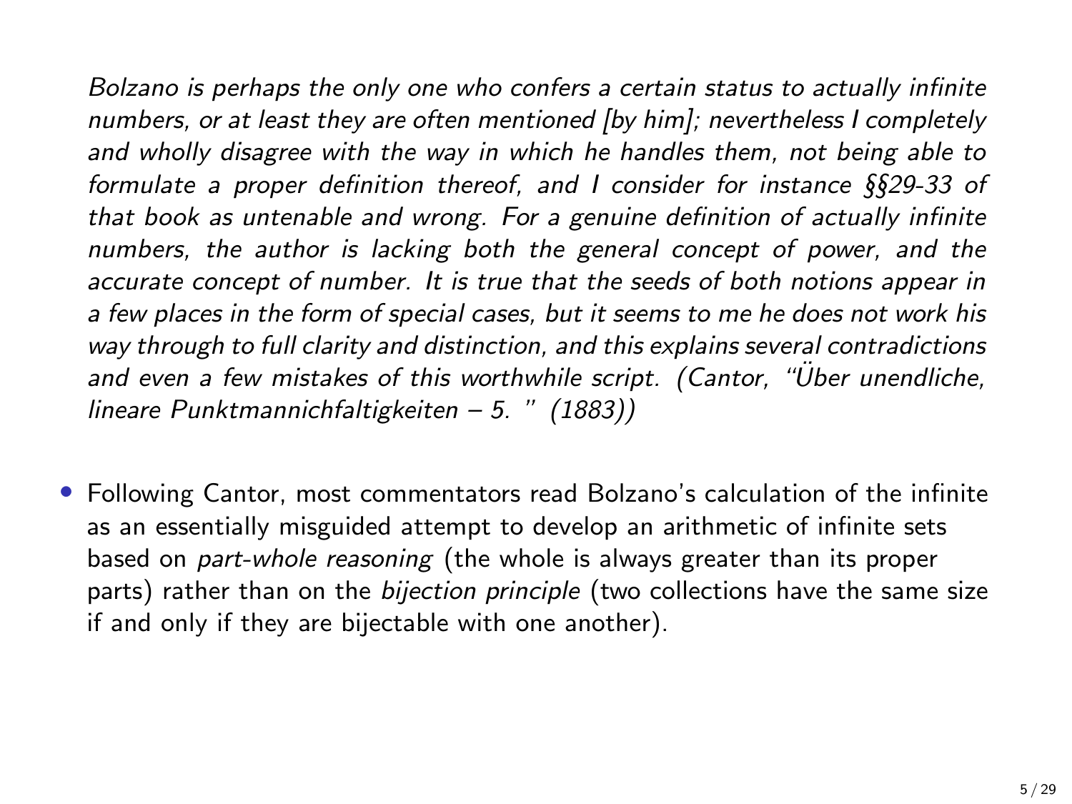*Bolzano is perhaps the only one who confers a certain status to actually infinite numbers, or at least they are often mentioned [by him]; nevertheless I completely and wholly disagree with the way in which he handles them, not being able to formulate a proper definition thereof, and I consider for instance §§29-33 of that book as untenable and wrong. For a genuine definition of actually infinite numbers, the author is lacking both the general concept of power, and the accurate concept of number. It is true that the seeds of both notions appear in a few places in the form of special cases, but it seems to me he does not work his way through to full clarity and distinction, and this explains several contradictions and even a few mistakes of this worthwhile script. (Cantor, "Über unendliche, lineare Punktmannichfaltigkeiten – 5. " (1883))*

- Following Cantor, most commentators read Bolzano's calculation of the infinite as an essentially misguided attempt to develop an arithmetic of infinite sets based on *part-whole reasoning* (the whole is always greater than its proper parts) rather than on the *bijection principle* (two collections have the same size if and only if they are bijectable with one another).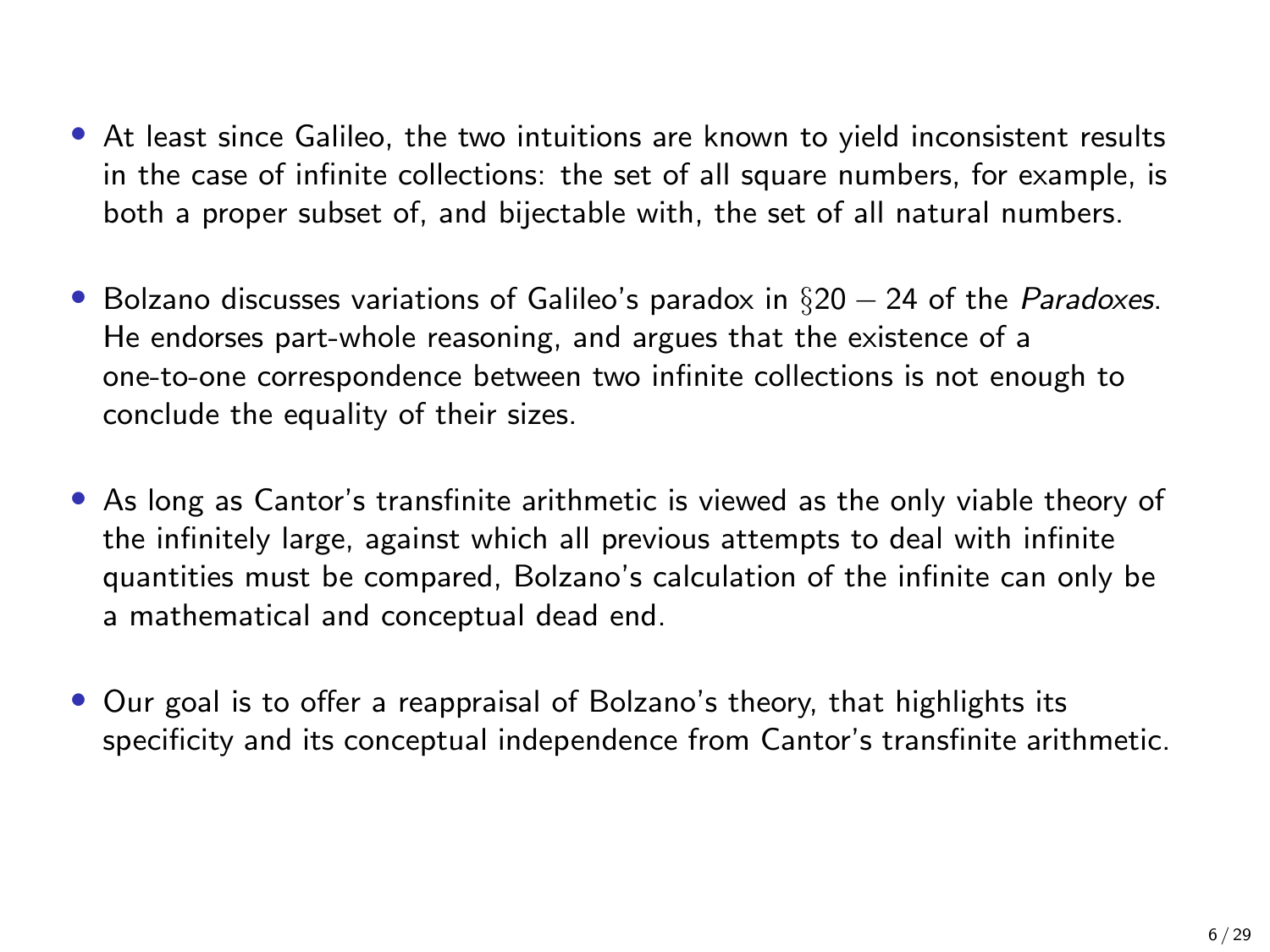- At least since Galileo, the two intuitions are known to yield inconsistent results in the case of infinite collections: the set of all square numbers, for example, is both a proper subset of, and bijectable with, the set of all natural numbers.

- Bolzano discusses variations of Galileo's paradox in $\S 20 - 24$ of the *Paradoxes*. He endorses part-whole reasoning, and argues that the existence of a one-to-one correspondence between two infinite collections is not enough to conclude the equality of their sizes.

- As long as Cantor's transfinite arithmetic is viewed as the only viable theory of the infinitely large, against which all previous attempts to deal with infinite quantities must be compared, Bolzano's calculation of the infinite can only be a mathematical and conceptual dead end.

- Our goal is to offer a reappraisal of Bolzano's theory, that highlights its specificity and its conceptual independence from Cantor's transfinite arithmetic.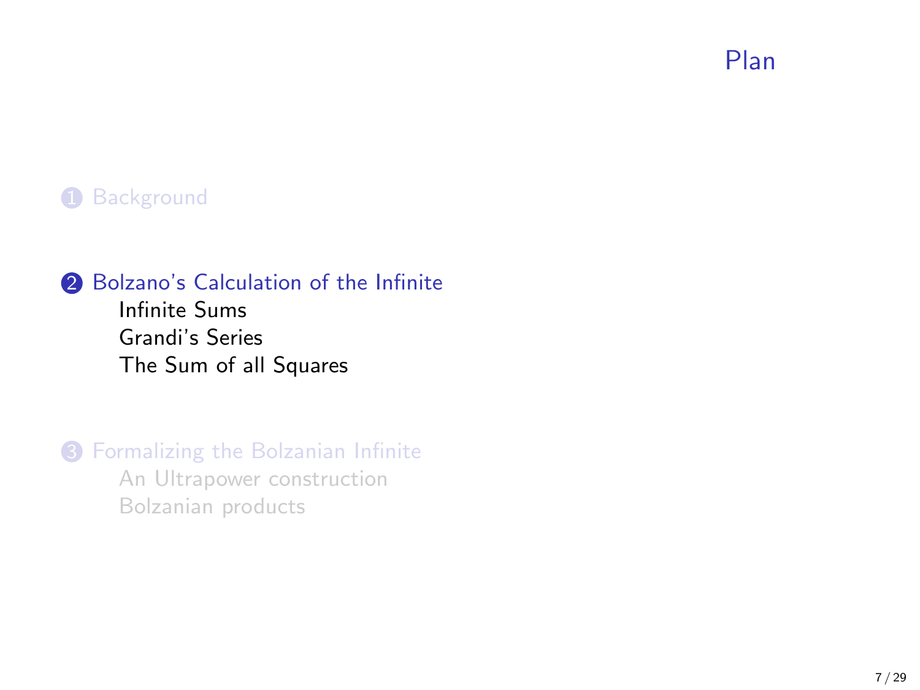# Plan

1. Background
2. Bolzano's Calculation of the Infinite
   - Infinite Sums
   - Grandi's Series
   - The Sum of all Squares
3. Formalizing the Bolzanian Infinite
   - An Ultrapower construction
   - Bolzanian products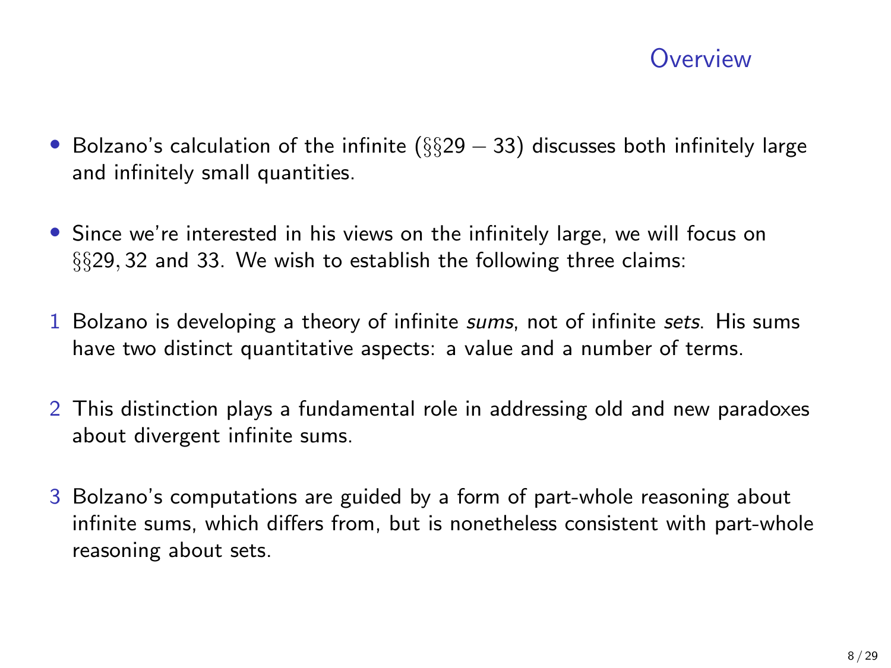# Overview

- Bolzano's calculation of the infinite (§§29 – 33) discusses both infinitely large and infinitely small quantities.
- Since we're interested in his views on the infinitely large, we will focus on §§29, 32 and 33. We wish to establish the following three claims:

1. Bolzano is developing a theory of infinite *sums*, not of infinite *sets*. His sums have two distinct quantitative aspects: a value and a number of terms.
2. This distinction plays a fundamental role in addressing old and new paradoxes about divergent infinite sums.
3. Bolzano's computations are guided by a form of part-whole reasoning about infinite sums, which differs from, but is nonetheless consistent with part-whole reasoning about sets.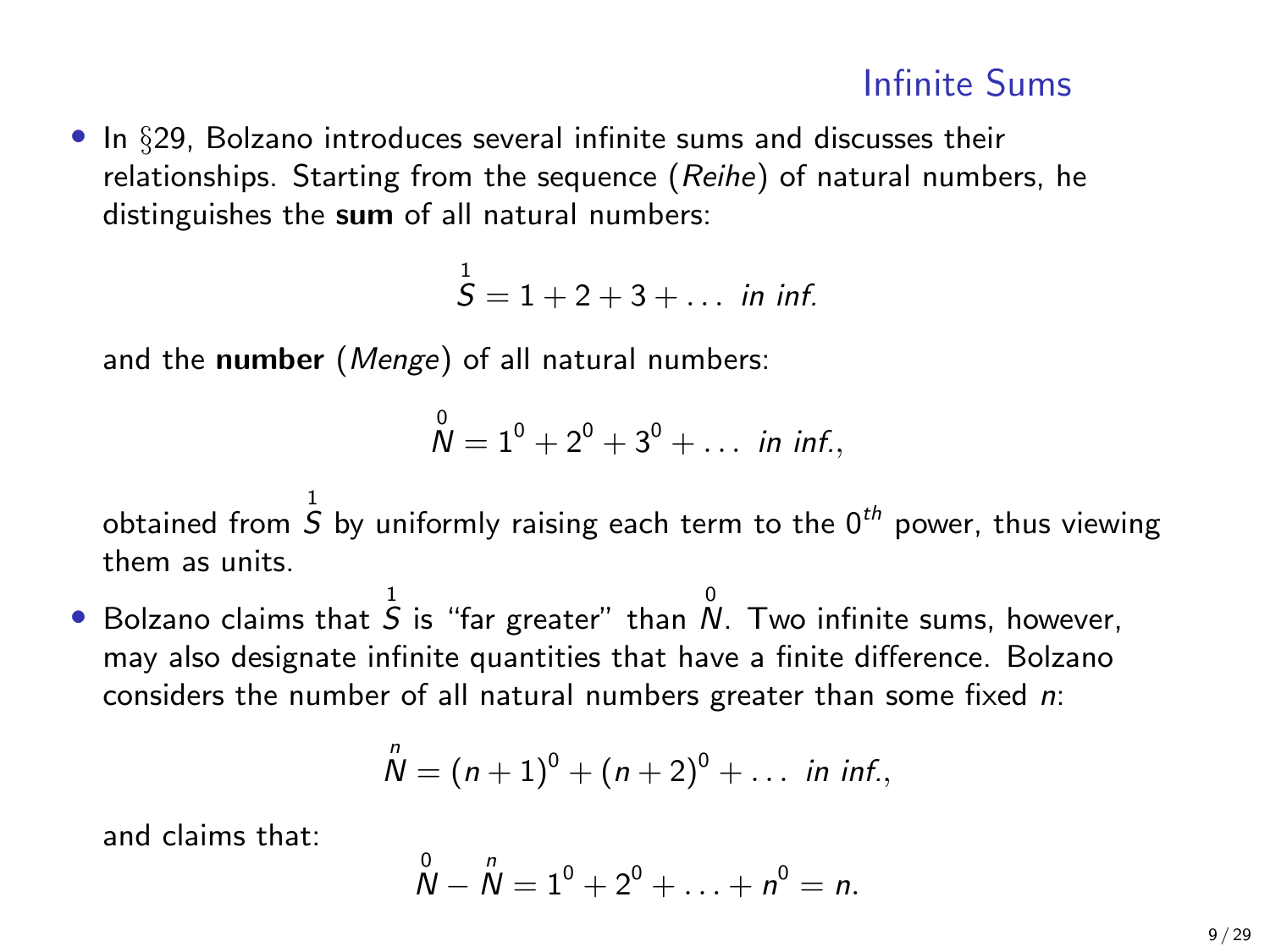## Infinite Sums

- In §29, Bolzano introduces several infinite sums and discusses their relationships. Starting from the sequence (*Reihe*) of natural numbers, he distinguishes the **sum** of all natural numbers:

$$\overset{1}{S} = 1 + 2 + 3 + \ldots \textit{ in inf.}$$

  and the **number** (*Menge*) of all natural numbers:

$$\overset{0}{N} = 1^0 + 2^0 + 3^0 + \ldots \textit{ in inf.},$$

  obtained from $\overset{1}{S}$ by uniformly raising each term to the $0^{th}$ power, thus viewing them as units.

- Bolzano claims that $\overset{1}{S}$ is "far greater" than $\overset{0}{N}$. Two infinite sums, however, may also designate infinite quantities that have a finite difference. Bolzano considers the number of all natural numbers greater than some fixed $n$:

$$\overset{n}{N} = (n+1)^0 + (n+2)^0 + \ldots \textit{ in inf.},$$

  and claims that:

$$\overset{0}{N} - \overset{n}{N} = 1^0 + 2^0 + \ldots + n^0 = n.$$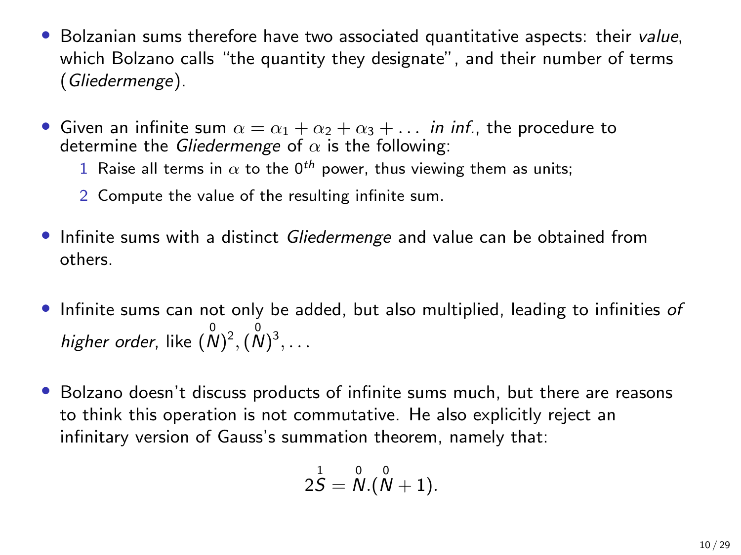- Bolzanian sums therefore have two associated quantitative aspects: their *value*, which Bolzano calls "the quantity they designate", and their number of terms (*Gliedermenge*).

- Given an infinite sum $\alpha = \alpha_1 + \alpha_2 + \alpha_3 + \ldots$ *in inf.*, the procedure to determine the *Gliedermenge* of $\alpha$ is the following:
  1. Raise all terms in $\alpha$ to the $0^{th}$ power, thus viewing them as units;
  2. Compute the value of the resulting infinite sum.

- Infinite sums with a distinct *Gliedermenge* and value can be obtained from others.

- Infinite sums can not only be added, but also multiplied, leading to infinities *of higher order*, like $(\overset{0}{N})^2, (\overset{0}{N})^3, \ldots$

- Bolzano doesn't discuss products of infinite sums much, but there are reasons to think this operation is not commutative. He also explicitly reject an infinitary version of Gauss's summation theorem, namely that:

$$2\overset{1}{S} = \overset{0}{N}.(\overset{0}{N} + 1).$$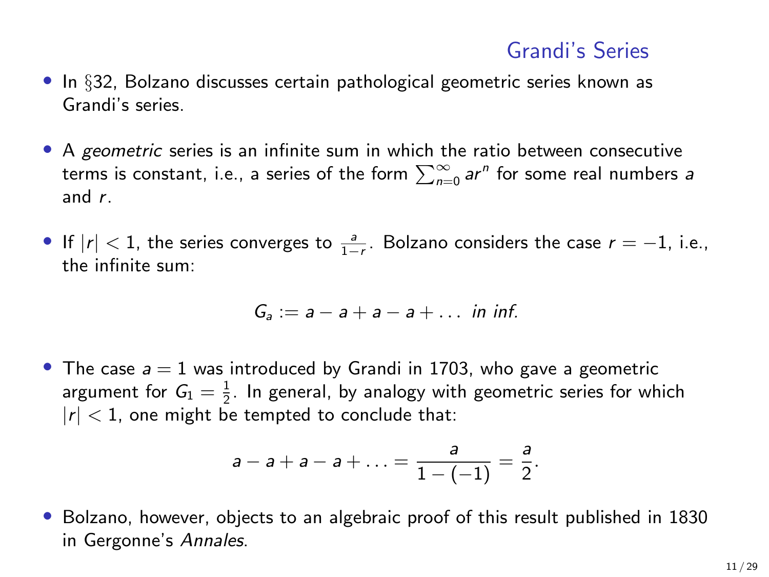# Grandi's Series

- In §32, Bolzano discusses certain pathological geometric series known as Grandi's series.

- A *geometric* series is an infinite sum in which the ratio between consecutive terms is constant, i.e., a series of the form $\sum_{n=0}^{\infty} ar^n$ for some real numbers $a$ and $r$.

- If $|r| < 1$, the series converges to $\frac{a}{1-r}$. Bolzano considers the case $r = -1$, i.e., the infinite sum:

$$G_a := a - a + a - a + \ldots \textit{ in inf.}$$

- The case $a = 1$ was introduced by Grandi in 1703, who gave a geometric argument for $G_1 = \frac{1}{2}$. In general, by analogy with geometric series for which $|r| < 1$, one might be tempted to conclude that:

$$a - a + a - a + \ldots = \frac{a}{1 - (-1)} = \frac{a}{2}.$$

- Bolzano, however, objects to an algebraic proof of this result published in 1830 in Gergonne's *Annales*.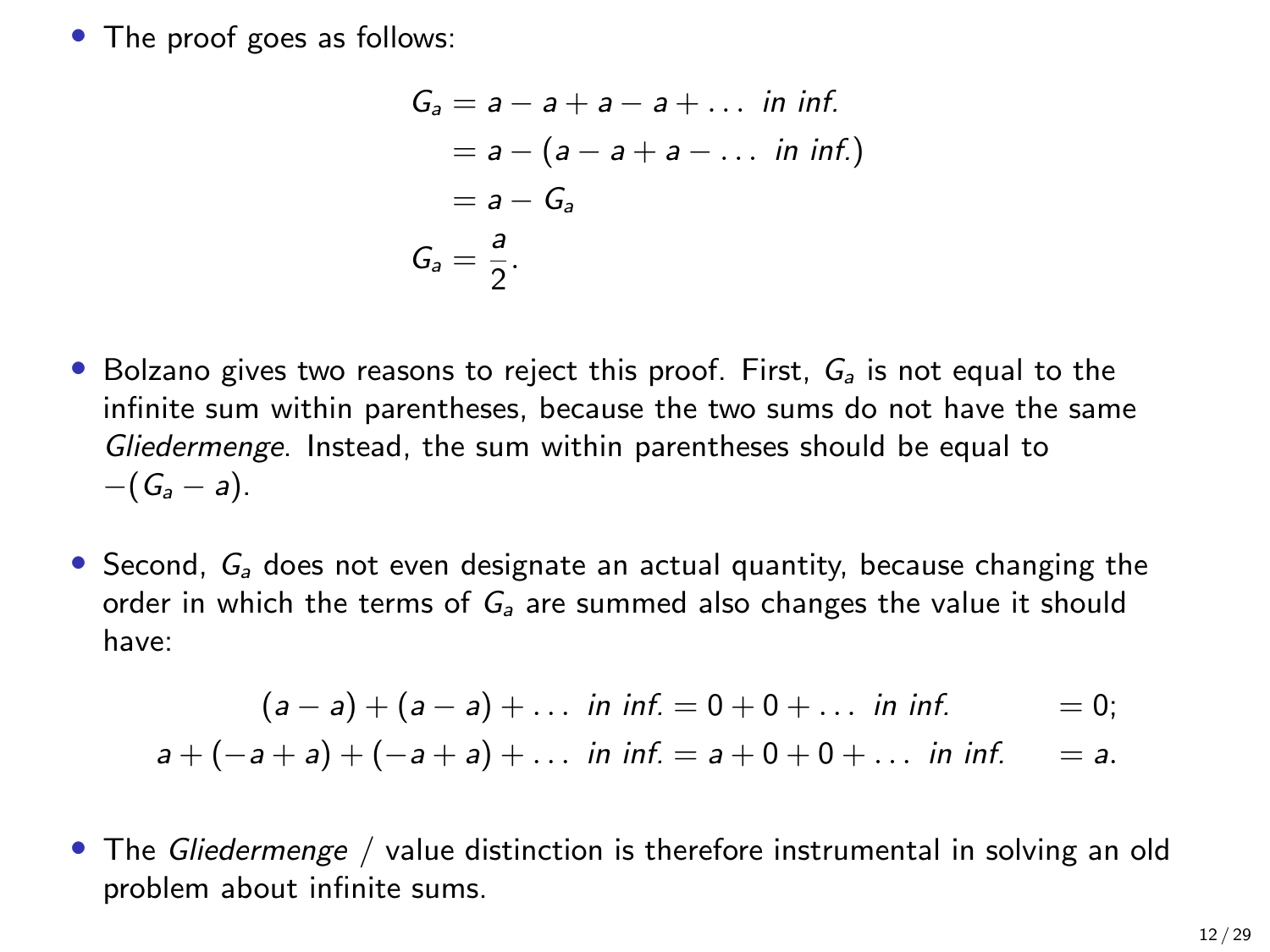- The proof goes as follows:

$$
\begin{aligned}
G_a &= a - a + a - a + \dots \textit{ in inf.} \\
&= a - (a - a + a - \dots \textit{ in inf.}) \\
&= a - G_a \\
G_a &= \frac{a}{2}.
\end{aligned}
$$

- Bolzano gives two reasons to reject this proof. First, $G_a$ is not equal to the infinite sum within parentheses, because the two sums do not have the same *Gliedermenge*. Instead, the sum within parentheses should be equal to $-(G_a - a)$.

- Second, $G_a$ does not even designate an actual quantity, because changing the order in which the terms of $G_a$ are summed also changes the value it should have:

$$
\begin{aligned}
(a - a) + (a - a) + \dots \textit{ in inf.} &= 0 + 0 + \dots \textit{ in inf.} &&= 0; \\
a + (-a + a) + (-a + a) + \dots \textit{ in inf.} &= a + 0 + 0 + \dots \textit{ in inf.} &&= a.
\end{aligned}
$$

- The *Gliedermenge* / value distinction is therefore instrumental in solving an old problem about infinite sums.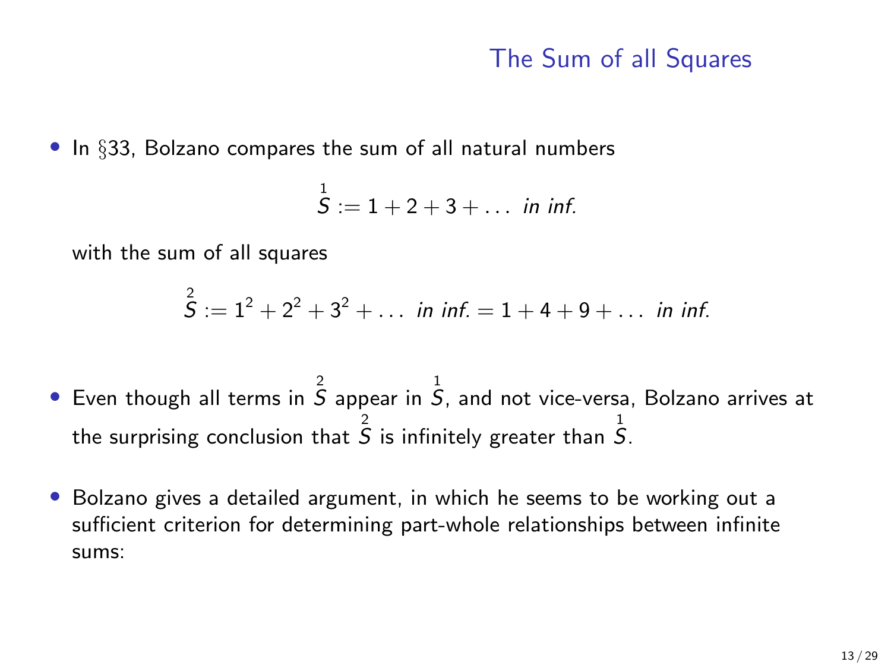## The Sum of all Squares

- In §33, Bolzano compares the sum of all natural numbers

$$\overset{1}{S} := 1 + 2 + 3 + \dots \textit{ in inf.}$$

  with the sum of all squares

$$\overset{2}{S} := 1^2 + 2^2 + 3^2 + \dots \textit{ in inf.} = 1 + 4 + 9 + \dots \textit{ in inf.}$$

- Even though all terms in $\overset{2}{S}$ appear in $\overset{1}{S}$, and not vice-versa, Bolzano arrives at the surprising conclusion that $\overset{2}{S}$ is infinitely greater than $\overset{1}{S}$.

- Bolzano gives a detailed argument, in which he seems to be working out a sufficient criterion for determining part-whole relationships between infinite sums: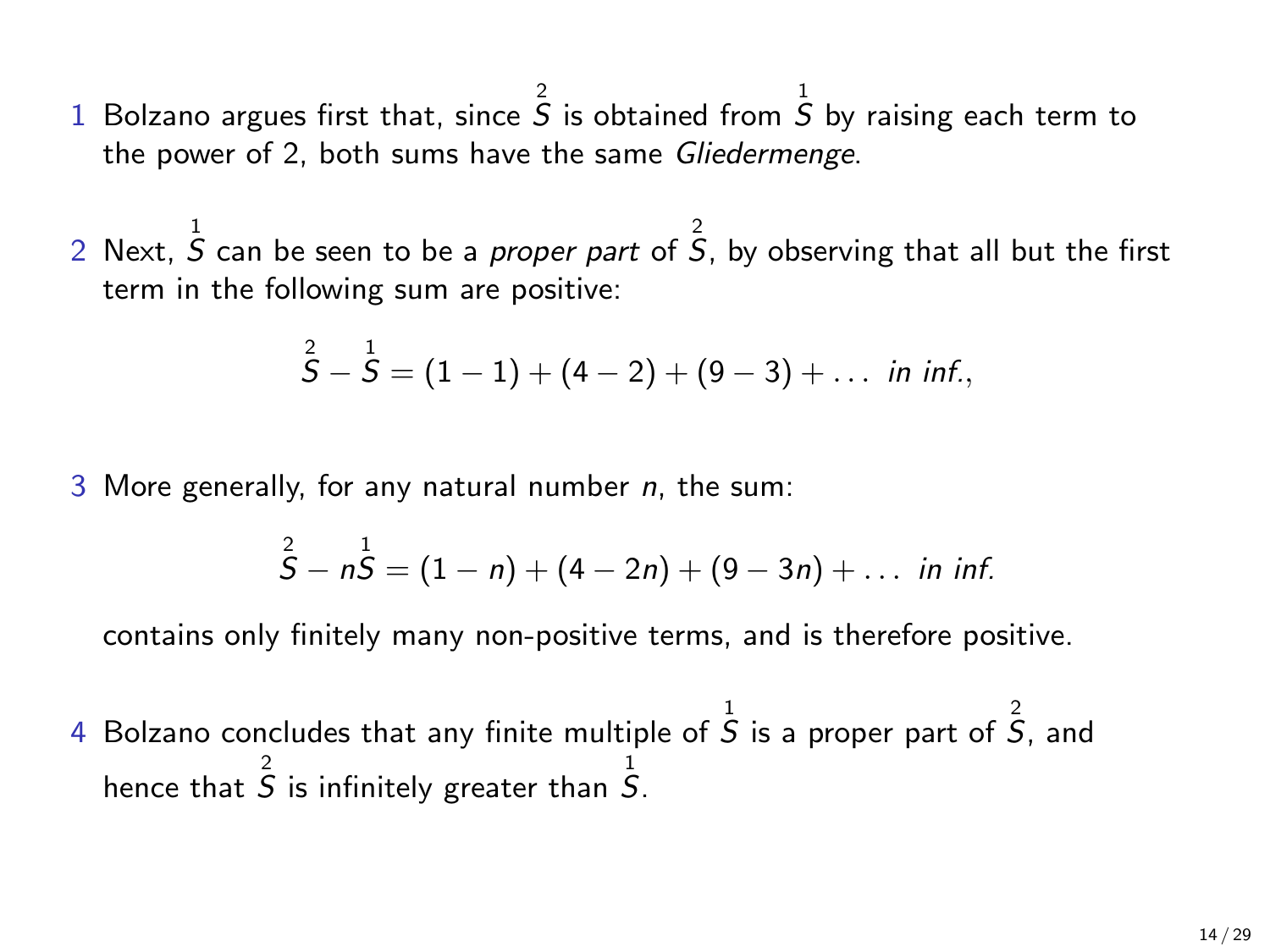1. Bolzano argues first that, since $\overset{2}{S}$ is obtained from $\overset{1}{S}$ by raising each term to the power of 2, both sums have the same *Gliedermenge*.

2. Next, $\overset{1}{S}$ can be seen to be a *proper part* of $\overset{2}{S}$, by observing that all but the first term in the following sum are positive:

$$\overset{2}{S} - \overset{1}{S} = (1-1) + (4-2) + (9-3) + \ldots \textit{ in inf.},$$

3. More generally, for any natural number $n$, the sum:

$$\overset{2}{S} - n\overset{1}{S} = (1-n) + (4-2n) + (9-3n) + \ldots \textit{ in inf.}$$

   contains only finitely many non-positive terms, and is therefore positive.

4. Bolzano concludes that any finite multiple of $\overset{1}{S}$ is a proper part of $\overset{2}{S}$, and hence that $\overset{2}{S}$ is infinitely greater than $\overset{1}{S}$.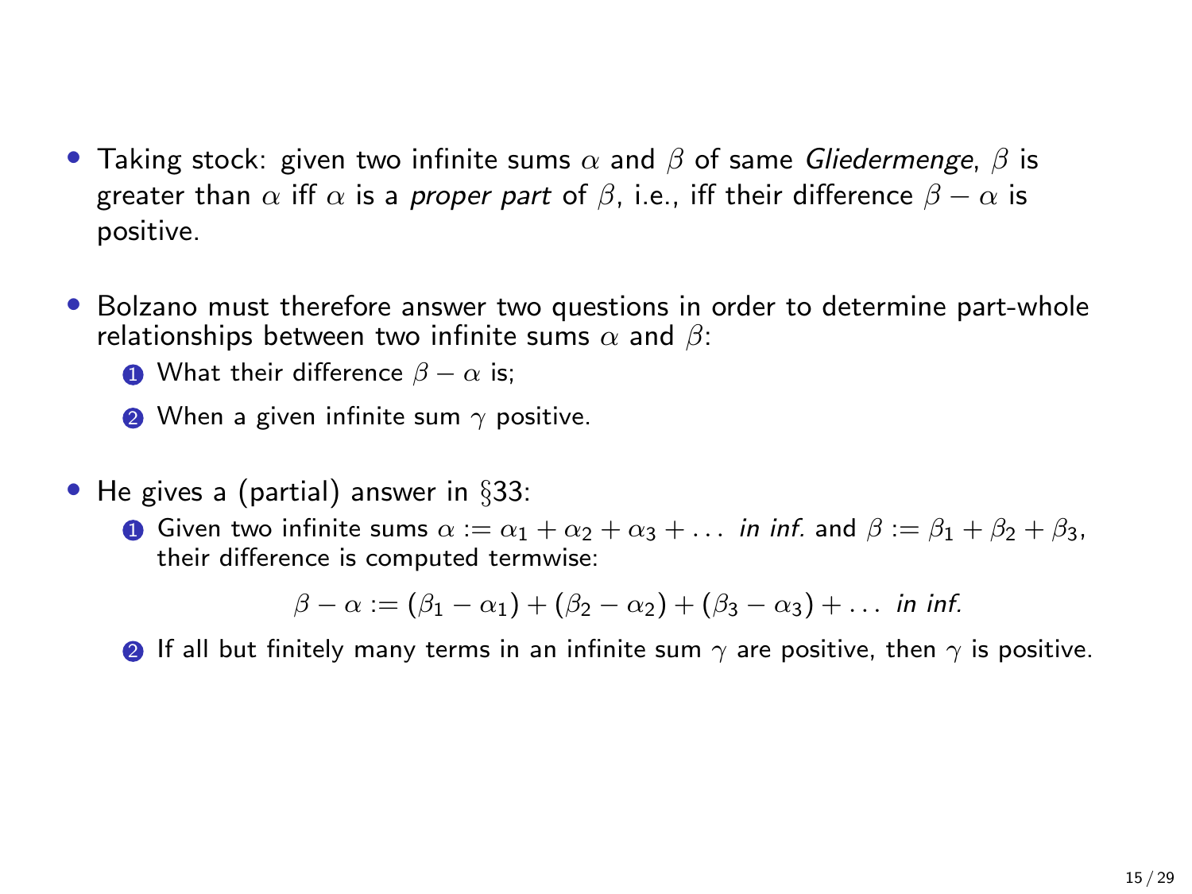- Taking stock: given two infinite sums $\alpha$ and $\beta$ of same *Gliedermenge*, $\beta$ is greater than $\alpha$ iff $\alpha$ is a *proper part* of $\beta$, i.e., iff their difference $\beta - \alpha$ is positive.

- Bolzano must therefore answer two questions in order to determine part-whole relationships between two infinite sums $\alpha$ and $\beta$:
  1. What their difference $\beta - \alpha$ is;
  2. When a given infinite sum $\gamma$ positive.

- He gives a (partial) answer in §33:
  1. Given two infinite sums $\alpha := \alpha_1 + \alpha_2 + \alpha_3 + \ldots$ *in inf.* and $\beta := \beta_1 + \beta_2 + \beta_3$, their difference is computed termwise:

     $$\beta - \alpha := (\beta_1 - \alpha_1) + (\beta_2 - \alpha_2) + (\beta_3 - \alpha_3) + \ldots \textit{ in inf.}$$

  2. If all but finitely many terms in an infinite sum $\gamma$ are positive, then $\gamma$ is positive.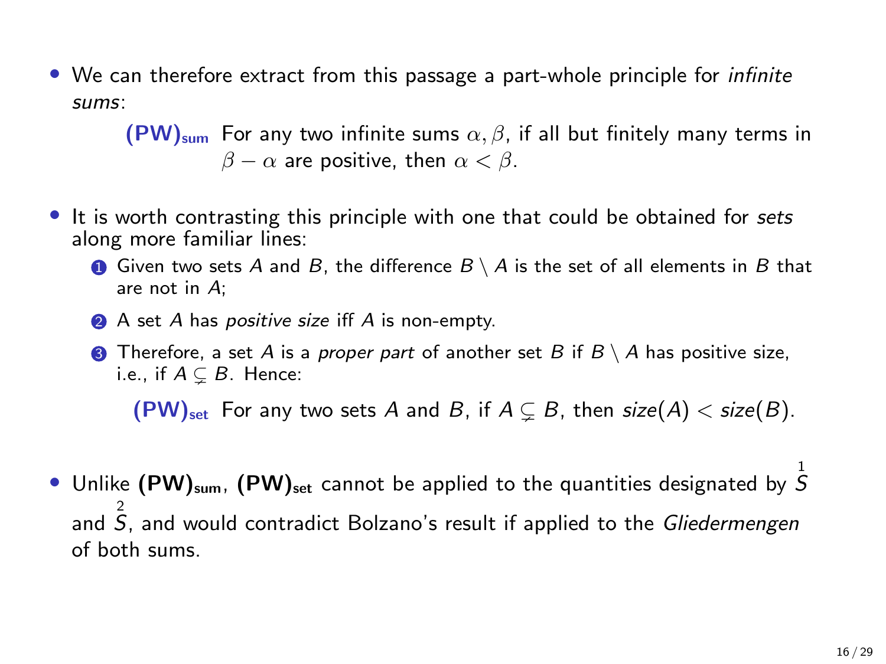- We can therefore extract from this passage a part-whole principle for *infinite sums*:

  **(PW)$_{\text{sum}}$** For any two infinite sums $\alpha, \beta$, if all but finitely many terms in $\beta - \alpha$ are positive, then $\alpha < \beta$.

- It is worth contrasting this principle with one that could be obtained for *sets* along more familiar lines:
  1. Given two sets $A$ and $B$, the difference $B \setminus A$ is the set of all elements in $B$ that are not in $A$;
  2. A set $A$ has *positive size* iff $A$ is non-empty.
  3. Therefore, a set $A$ is a *proper part* of another set $B$ if $B \setminus A$ has positive size, i.e., if $A \subsetneq B$. Hence:

     **(PW)$_{\text{set}}$** For any two sets $A$ and $B$, if $A \subsetneq B$, then $size(A) < size(B)$.

- Unlike **(PW)$_{\text{sum}}$**, **(PW)$_{\text{set}}$** cannot be applied to the quantities designated by $\overset{1}{S}$ and $\overset{2}{S}$, and would contradict Bolzano's result if applied to the *Gliedermengen* of both sums.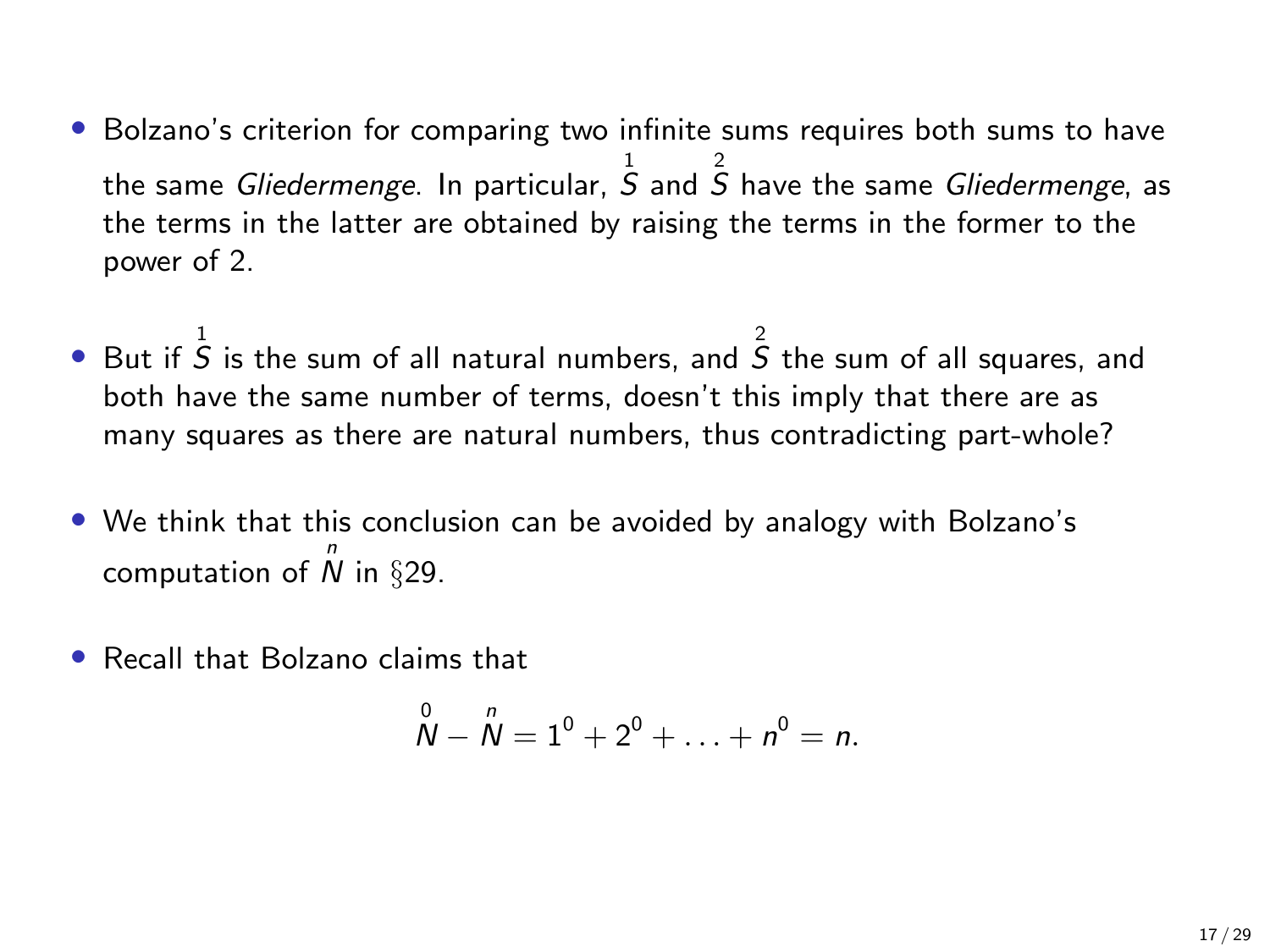- Bolzano's criterion for comparing two infinite sums requires both sums to have the same *Gliedermenge*. In particular, $\overset{1}{S}$ and $\overset{2}{S}$ have the same *Gliedermenge*, as the terms in the latter are obtained by raising the terms in the former to the power of 2.

- But if $\overset{1}{S}$ is the sum of all natural numbers, and $\overset{2}{S}$ the sum of all squares, and both have the same number of terms, doesn't this imply that there are as many squares as there are natural numbers, thus contradicting part-whole?

- We think that this conclusion can be avoided by analogy with Bolzano's computation of $\overset{n}{N}$ in §29.

- Recall that Bolzano claims that

$$\overset{0}{N} - \overset{n}{N} = 1^0 + 2^0 + \ldots + n^0 = n.$$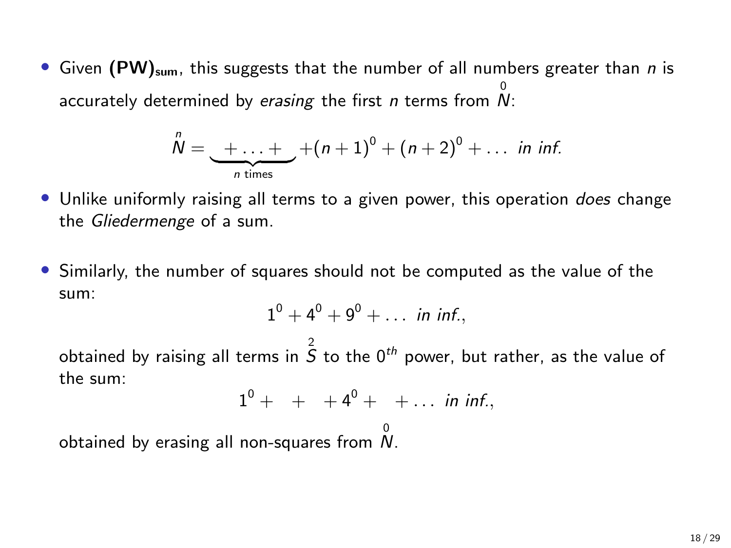- Given **(PW)$_{\text{sum}}$**, this suggests that the number of all numbers greater than $n$ is accurately determined by *erasing* the first $n$ terms from $\overset{0}{N}$:

$$\overset{n}{N} = \underbrace{\quad + \ldots + \quad}_{n \text{ times}} + (n+1)^0 + (n+2)^0 + \ldots \ \textit{in inf.}$$

- Unlike uniformly raising all terms to a given power, this operation *does* change the *Gliedermenge* of a sum.

- Similarly, the number of squares should not be computed as the value of the sum:

$$1^0 + 4^0 + 9^0 + \ldots \ \textit{in inf.},$$

  obtained by raising all terms in $\overset{2}{S}$ to the $0^{th}$ power, but rather, as the value of the sum:

$$1^0 + \quad + \quad + 4^0 + \quad + \ldots \ \textit{in inf.},$$

  obtained by erasing all non-squares from $\overset{0}{N}$.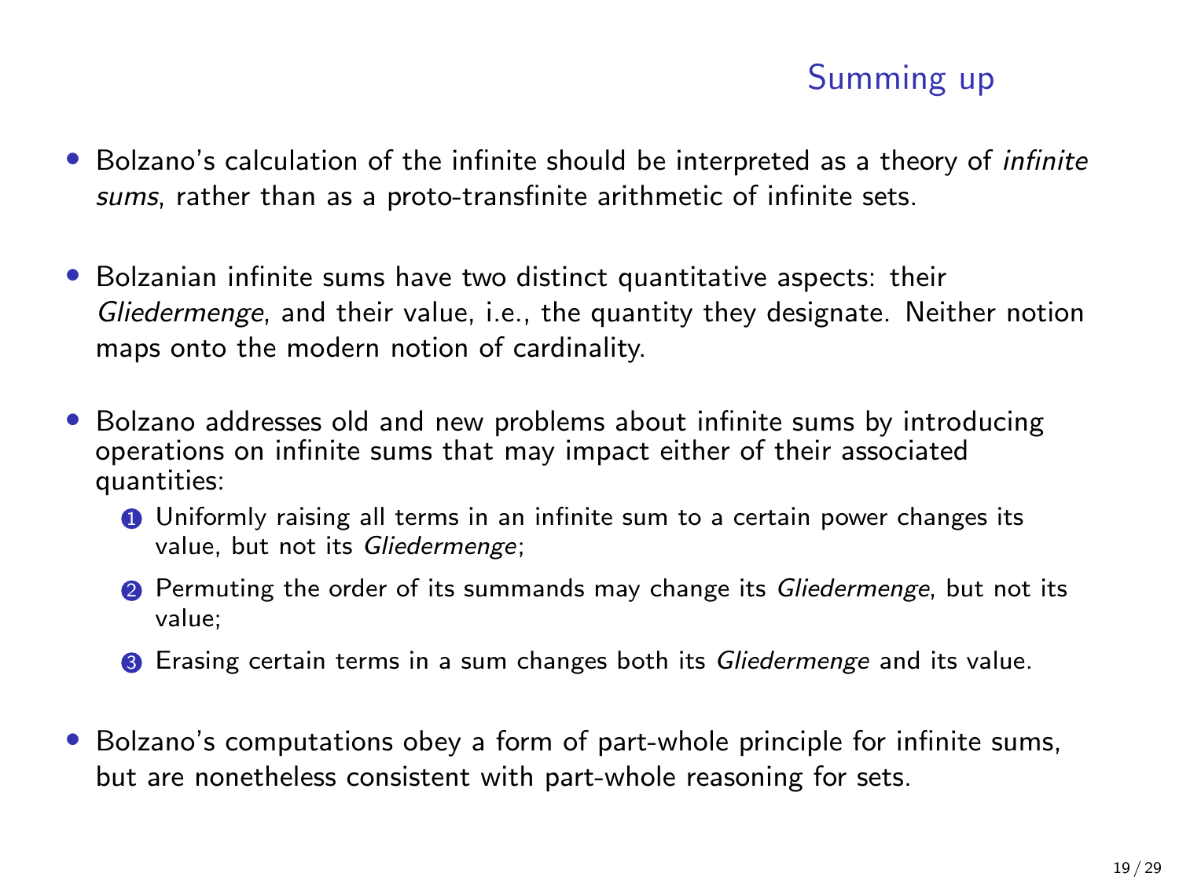## Summing up

- Bolzano's calculation of the infinite should be interpreted as a theory of *infinite sums*, rather than as a proto-transfinite arithmetic of infinite sets.
- Bolzanian infinite sums have two distinct quantitative aspects: their *Gliedermenge*, and their value, i.e., the quantity they designate. Neither notion maps onto the modern notion of cardinality.
- Bolzano addresses old and new problems about infinite sums by introducing operations on infinite sums that may impact either of their associated quantities:
  1. Uniformly raising all terms in an infinite sum to a certain power changes its value, but not its *Gliedermenge*;
  2. Permuting the order of its summands may change its *Gliedermenge*, but not its value;
  3. Erasing certain terms in a sum changes both its *Gliedermenge* and its value.
- Bolzano's computations obey a form of part-whole principle for infinite sums, but are nonetheless consistent with part-whole reasoning for sets.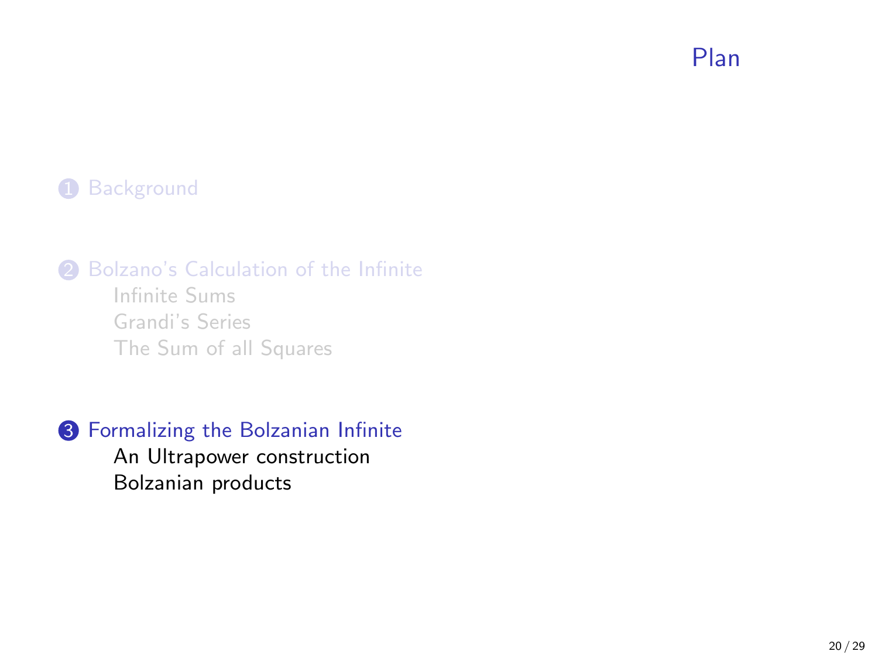# Plan

1. Background

2. Bolzano's Calculation of the Infinite
   - Infinite Sums
   - Grandi's Series
   - The Sum of all Squares

3. Formalizing the Bolzanian Infinite
   - An Ultrapower construction
   - Bolzanian products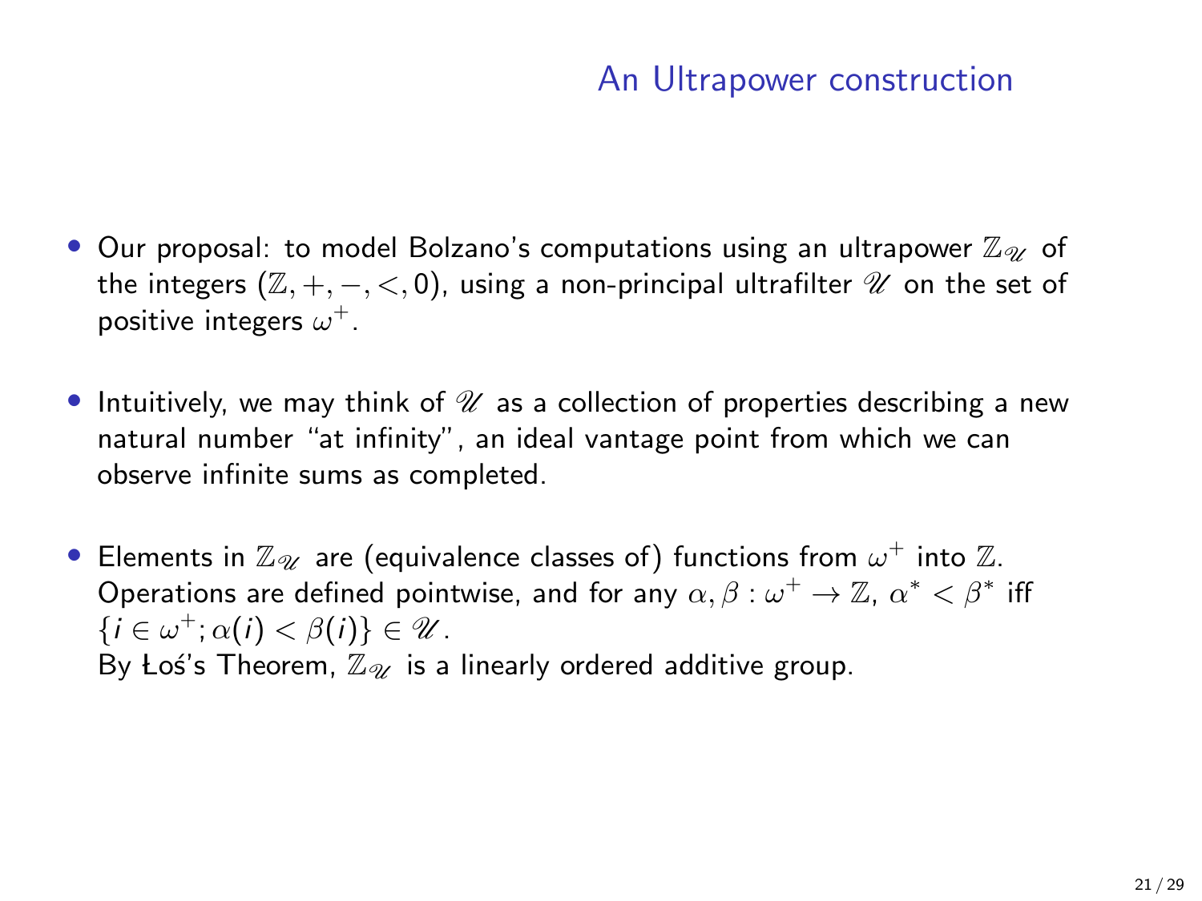# An Ultrapower construction

- Our proposal: to model Bolzano's computations using an ultrapower $\mathbb{Z}_{\mathscr{U}}$ of the integers $(\mathbb{Z}, +, -, <, 0)$, using a non-principal ultrafilter $\mathscr{U}$ on the set of positive integers $\omega^+$.

- Intuitively, we may think of $\mathscr{U}$ as a collection of properties describing a new natural number "at infinity", an ideal vantage point from which we can observe infinite sums as completed.

- Elements in $\mathbb{Z}_{\mathscr{U}}$ are (equivalence classes of) functions from $\omega^+$ into $\mathbb{Z}$. Operations are defined pointwise, and for any $\alpha, \beta : \omega^+ \to \mathbb{Z}$, $\alpha^* < \beta^*$ iff $\{i \in \omega^+; \alpha(i) < \beta(i)\} \in \mathscr{U}$.
  By Łoś's Theorem, $\mathbb{Z}_{\mathscr{U}}$ is a linearly ordered additive group.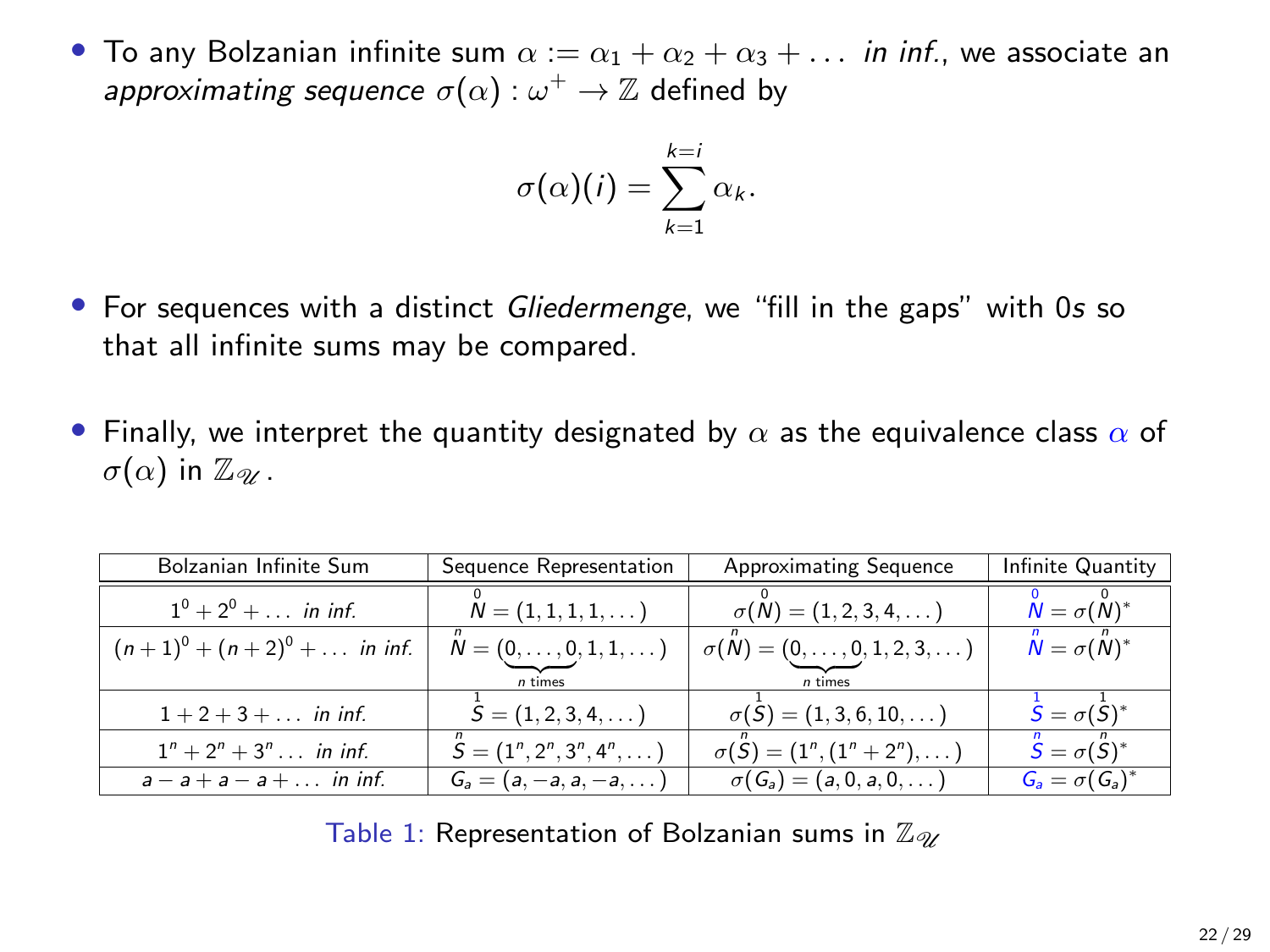- To any Bolzanian infinite sum $\alpha := \alpha_1 + \alpha_2 + \alpha_3 + \ldots$ *in inf.*, we associate an *approximating sequence* $\sigma(\alpha) : \omega^+ \to \mathbb{Z}$ defined by

$$\sigma(\alpha)(i) = \sum_{k=1}^{k=i} \alpha_k.$$

- For sequences with a distinct *Gliedermenge*, we "fill in the gaps" with 0*s* so that all infinite sums may be compared.

- Finally, we interpret the quantity designated by $\alpha$ as the equivalence class $\alpha$ of $\sigma(\alpha)$ in $\mathbb{Z}_{\mathscr{U}}$.

| Bolzanian Infinite Sum | Sequence Representation | Approximating Sequence | Infinite Quantity |
|---|---|---|---|
| $1^0 + 2^0 + \ldots$ *in inf.* | $\overset{0}{N} = (1, 1, 1, 1, \ldots)$ | $\sigma(\overset{0}{N}) = (1, 2, 3, 4, \ldots)$ | $\overset{0}{N} = \sigma(\overset{0}{N})^*$ |
| $(n+1)^0 + (n+2)^0 + \ldots$ *in inf.* | $\overset{n}{N} = (\underbrace{0, \ldots, 0}_{n \text{ times}}, 1, 1, \ldots)$ | $\sigma(\overset{n}{N}) = (\underbrace{0, \ldots, 0}_{n \text{ times}}, 1, 2, 3, \ldots)$ | $\overset{n}{N} = \sigma(\overset{n}{N})^*$ |
| $1 + 2 + 3 + \ldots$ *in inf.* | $\overset{1}{S} = (1, 2, 3, 4, \ldots)$ | $\sigma(\overset{1}{S}) = (1, 3, 6, 10, \ldots)$ | $\overset{1}{S} = \sigma(\overset{1}{S})^*$ |
| $1^n + 2^n + 3^n \ldots$ *in inf.* | $\overset{n}{S} = (1^n, 2^n, 3^n, 4^n, \ldots)$ | $\sigma(\overset{n}{S}) = (1^n, (1^n + 2^n), \ldots)$ | $\overset{n}{S} = \sigma(\overset{n}{S})^*$ |
| $a - a + a - a + \ldots$ *in inf.* | $G_a = (a, -a, a, -a, \ldots)$ | $\sigma(G_a) = (a, 0, a, 0, \ldots)$ | $G_a = \sigma(G_a)^*$ |

Table 1: Representation of Bolzanian sums in $\mathbb{Z}_{\mathscr{U}}$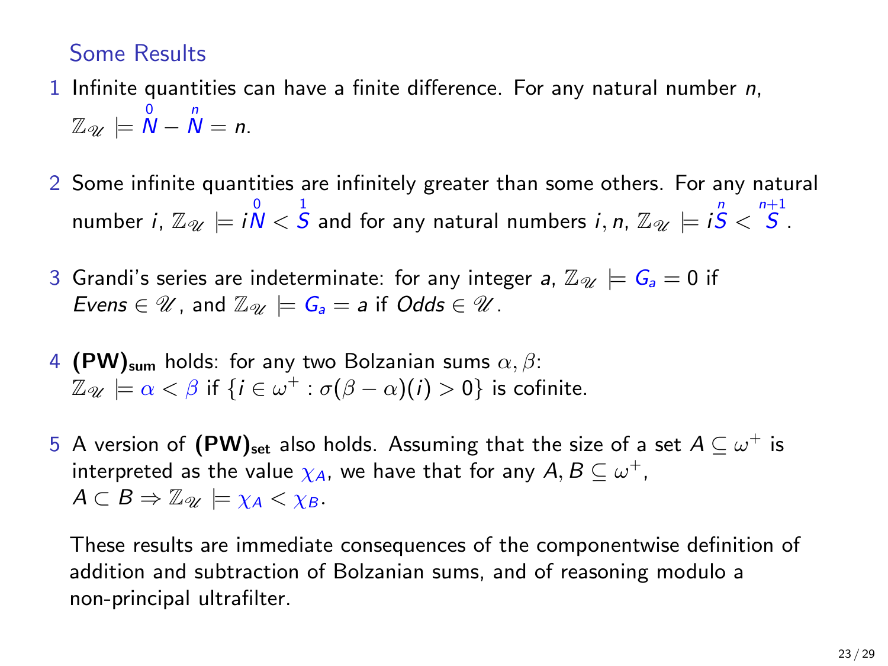## Some Results

1. Infinite quantities can have a finite difference. For any natural number $n$, $\mathbb{Z}_{\mathscr{U}} \models \overset{0}{N} - \overset{n}{N} = n$.

2. Some infinite quantities are infinitely greater than some others. For any natural number $i$, $\mathbb{Z}_{\mathscr{U}} \models i\overset{0}{N} < \overset{1}{S}$ and for any natural numbers $i, n$, $\mathbb{Z}_{\mathscr{U}} \models i\overset{n}{S} < \overset{n+1}{S}$.

3. Grandi's series are indeterminate: for any integer $a$, $\mathbb{Z}_{\mathscr{U}} \models G_a = 0$ if $Evens \in \mathscr{U}$, and $\mathbb{Z}_{\mathscr{U}} \models G_a = a$ if $Odds \in \mathscr{U}$.

4. **(PW)$_{\text{sum}}$** holds: for any two Bolzanian sums $\alpha, \beta$: $\mathbb{Z}_{\mathscr{U}} \models \alpha < \beta$ if $\{i \in \omega^+ : \sigma(\beta - \alpha)(i) > 0\}$ is cofinite.

5. A version of **(PW)$_{\text{set}}$** also holds. Assuming that the size of a set $A \subseteq \omega^+$ is interpreted as the value $\chi_A$, we have that for any $A, B \subseteq \omega^+$, $A \subset B \Rightarrow \mathbb{Z}_{\mathscr{U}} \models \chi_A < \chi_B$.

These results are immediate consequences of the componentwise definition of addition and subtraction of Bolzanian sums, and of reasoning modulo a non-principal ultrafilter.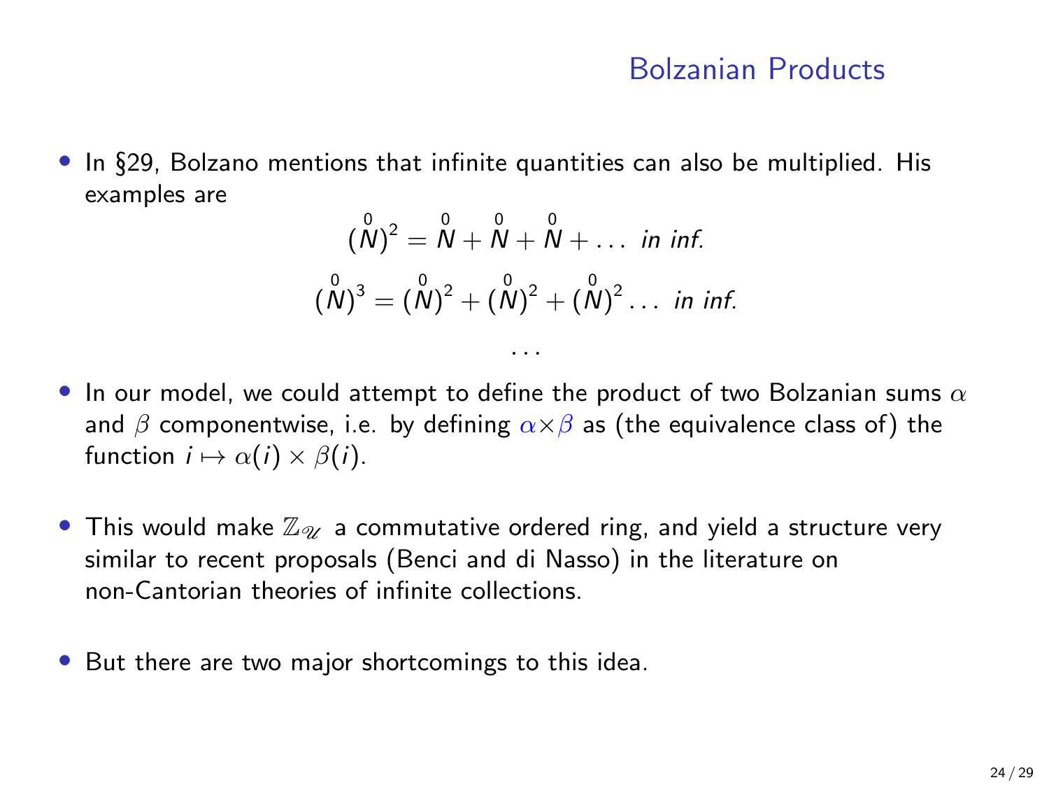## Bolzanian Products

- In §29, Bolzano mentions that infinite quantities can also be multiplied. His examples are

$$(\overset{0}{N})^2 = \overset{0}{N} + \overset{0}{N} + \overset{0}{N} + \ldots \textit{ in inf.}$$

$$(\overset{0}{N})^3 = (\overset{0}{N})^2 + (\overset{0}{N})^2 + (\overset{0}{N})^2 \ldots \textit{ in inf.}$$

$$\ldots$$

- In our model, we could attempt to define the product of two Bolzanian sums $\alpha$ and $\beta$ componentwise, i.e. by defining $\alpha \times \beta$ as (the equivalence class of) the function $i \mapsto \alpha(i) \times \beta(i)$.

- This would make $\mathbb{Z}_{\mathscr{U}}$ a commutative ordered ring, and yield a structure very similar to recent proposals (Benci and di Nasso) in the literature on non-Cantorian theories of infinite collections.

- But there are two major shortcomings to this idea.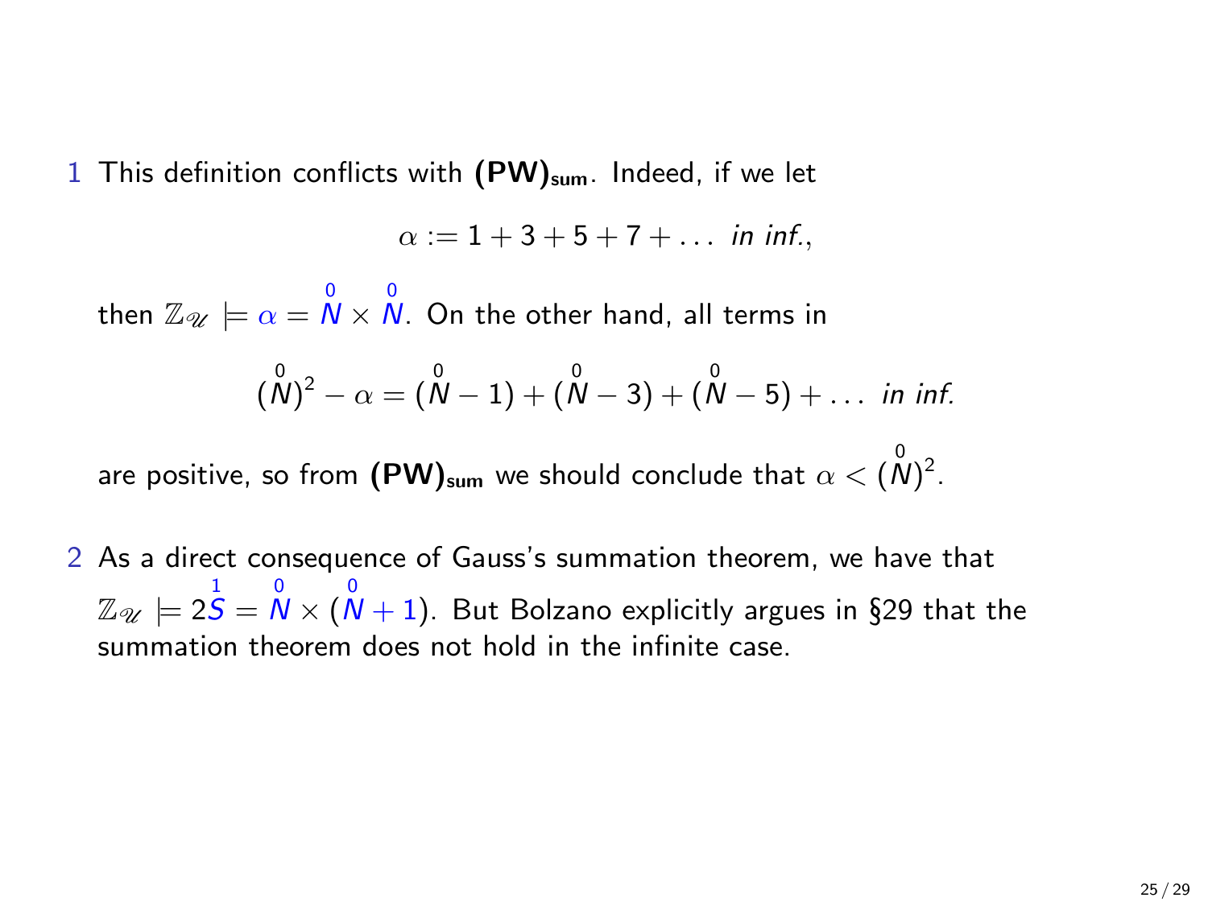1. This definition conflicts with **(PW)$_{\text{sum}}$**. Indeed, if we let

$$\alpha := 1 + 3 + 5 + 7 + \dots \textit{ in inf.},$$

then $\mathbb{Z}_{\mathscr{U}} \models \alpha = \overset{0}{N} \times \overset{0}{N}$. On the other hand, all terms in

$$(\overset{0}{N})^2 - \alpha = (\overset{0}{N} - 1) + (\overset{0}{N} - 3) + (\overset{0}{N} - 5) + \dots \textit{ in inf.}$$

are positive, so from **(PW)$_{\text{sum}}$** we should conclude that $\alpha < (\overset{0}{N})^2$.

2. As a direct consequence of Gauss's summation theorem, we have that $\mathbb{Z}_{\mathscr{U}} \models 2\overset{1}{S} = \overset{0}{N} \times (\overset{0}{N} + 1)$. But Bolzano explicitly argues in §29 that the summation theorem does not hold in the infinite case.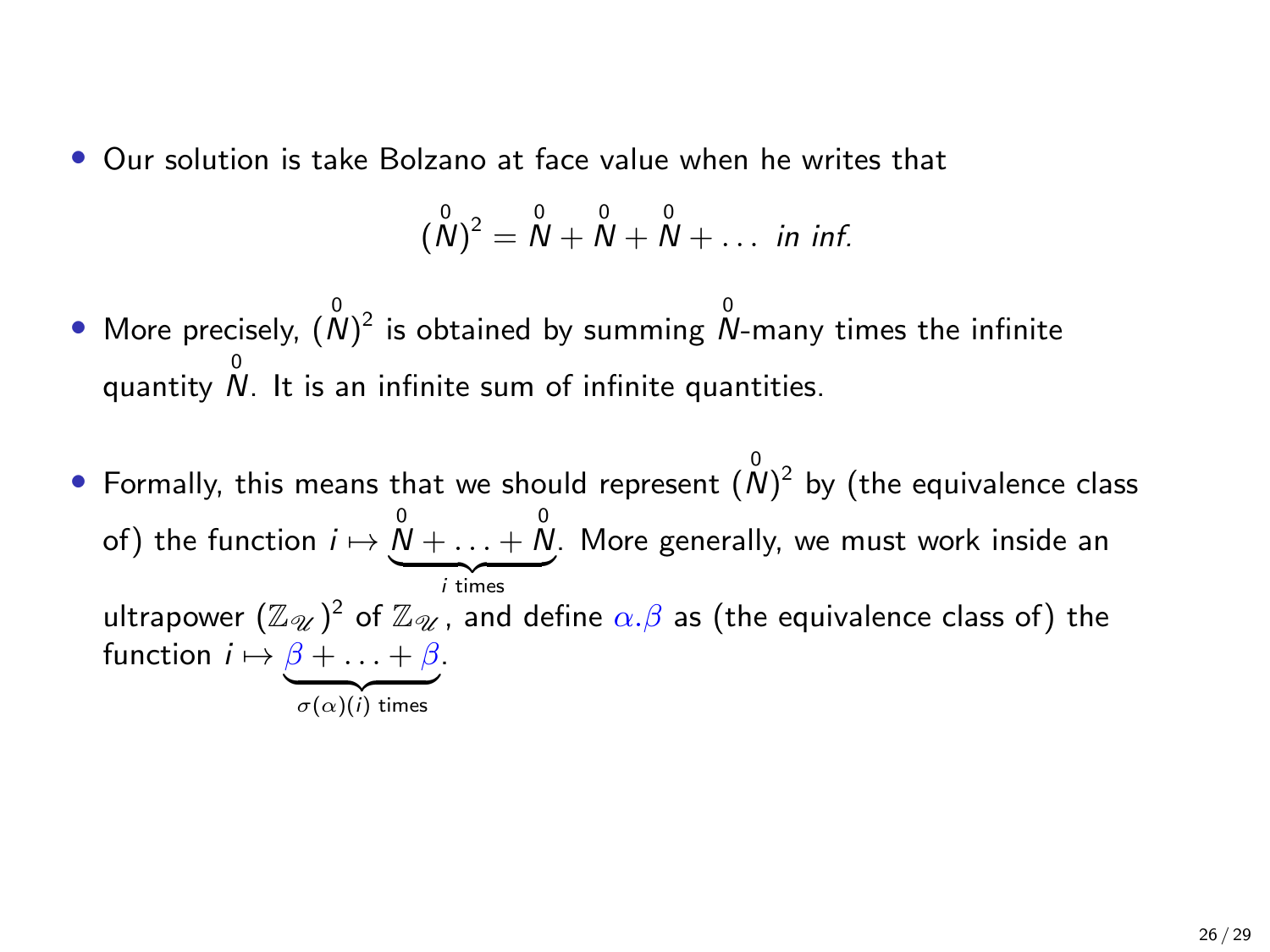- Our solution is take Bolzano at face value when he writes that

$$(\overset{0}{N})^2 = \overset{0}{N} + \overset{0}{N} + \overset{0}{N} + \ldots \textit{ in inf.}$$

- More precisely, $(\overset{0}{N})^2$ is obtained by summing $\overset{0}{N}$-many times the infinite quantity $\overset{0}{N}$. It is an infinite sum of infinite quantities.

- Formally, this means that we should represent $(\overset{0}{N})^2$ by (the equivalence class of) the function $i \mapsto \underbrace{\overset{0}{N} + \ldots + \overset{0}{N}}_{i \text{ times}}$. More generally, we must work inside an ultrapower $(\mathbb{Z}_{\mathscr{U}})^2$ of $\mathbb{Z}_{\mathscr{U}}$, and define $\alpha.\beta$ as (the equivalence class of) the function $i \mapsto \underbrace{\beta + \ldots + \beta}_{\sigma(\alpha)(i) \text{ times}}$.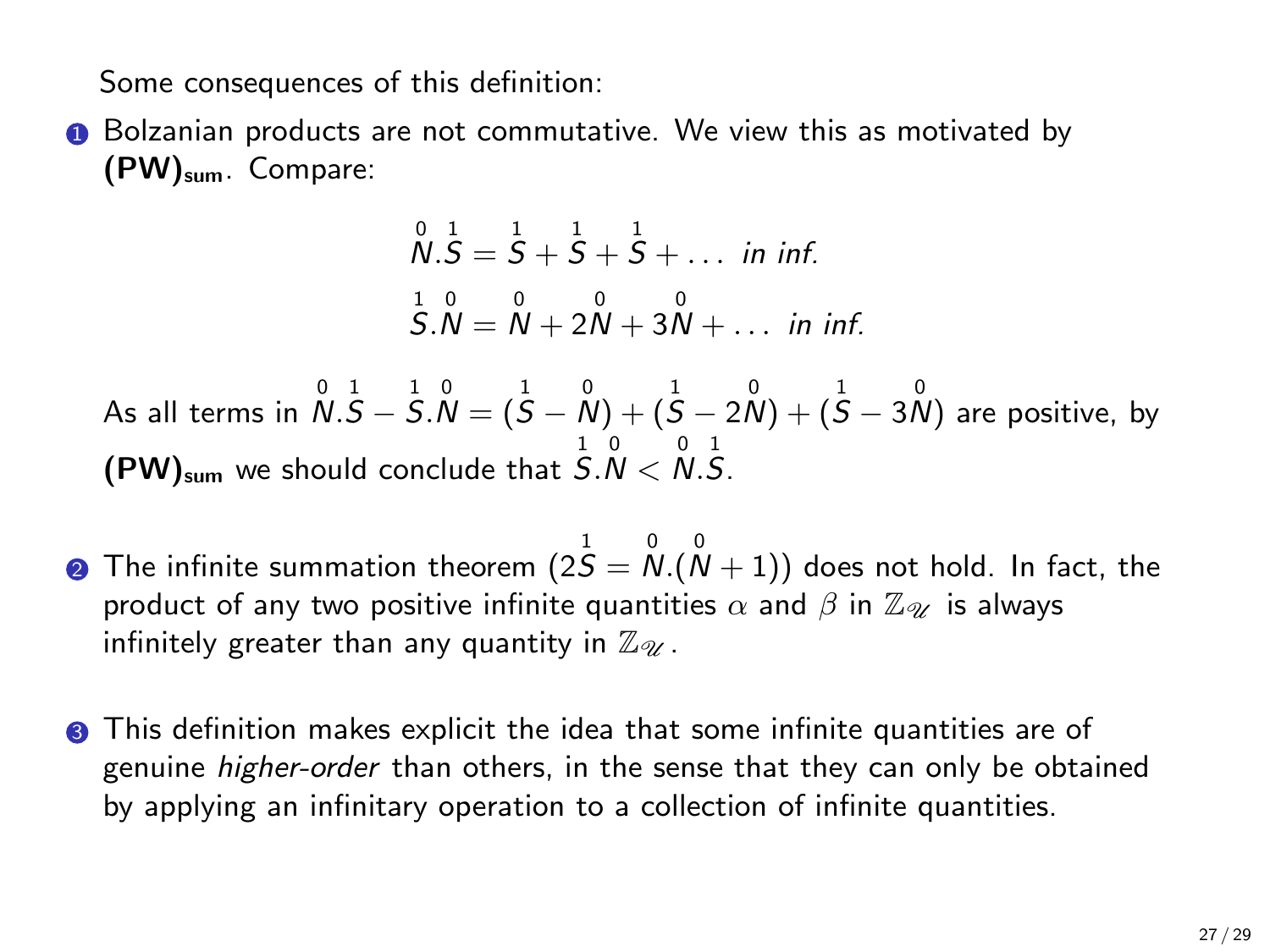Some consequences of this definition:

1. Bolzanian products are not commutative. We view this as motivated by **(PW)$_{\text{sum}}$**. Compare:

$$\overset{0}{N}.\overset{1}{S} = \overset{1}{S} + \overset{1}{S} + \overset{1}{S} + \ldots \textit{ in inf.}$$

$$\overset{1}{S}.\overset{0}{N} = \overset{0}{N} + 2\overset{0}{N} + 3\overset{0}{N} + \ldots \textit{ in inf.}$$

As all terms in $\overset{0}{N}.\overset{1}{S} - \overset{1}{S}.\overset{0}{N} = (\overset{1}{S} - \overset{0}{N}) + (\overset{1}{S} - 2\overset{0}{N}) + (\overset{1}{S} - 3\overset{0}{N})$ are positive, by **(PW)$_{\text{sum}}$** we should conclude that $\overset{1}{S}.\overset{0}{N} < \overset{0}{N}.\overset{1}{S}$.

2. The infinite summation theorem ($2\overset{1}{S} = \overset{0}{N}.(\overset{0}{N} + 1)$) does not hold. In fact, the product of any two positive infinite quantities $\alpha$ and $\beta$ in $\mathbb{Z}_{\mathscr{U}}$ is always infinitely greater than any quantity in $\mathbb{Z}_{\mathscr{U}}$.

3. This definition makes explicit the idea that some infinite quantities are of genuine *higher-order* than others, in the sense that they can only be obtained by applying an infinitary operation to a collection of infinite quantities.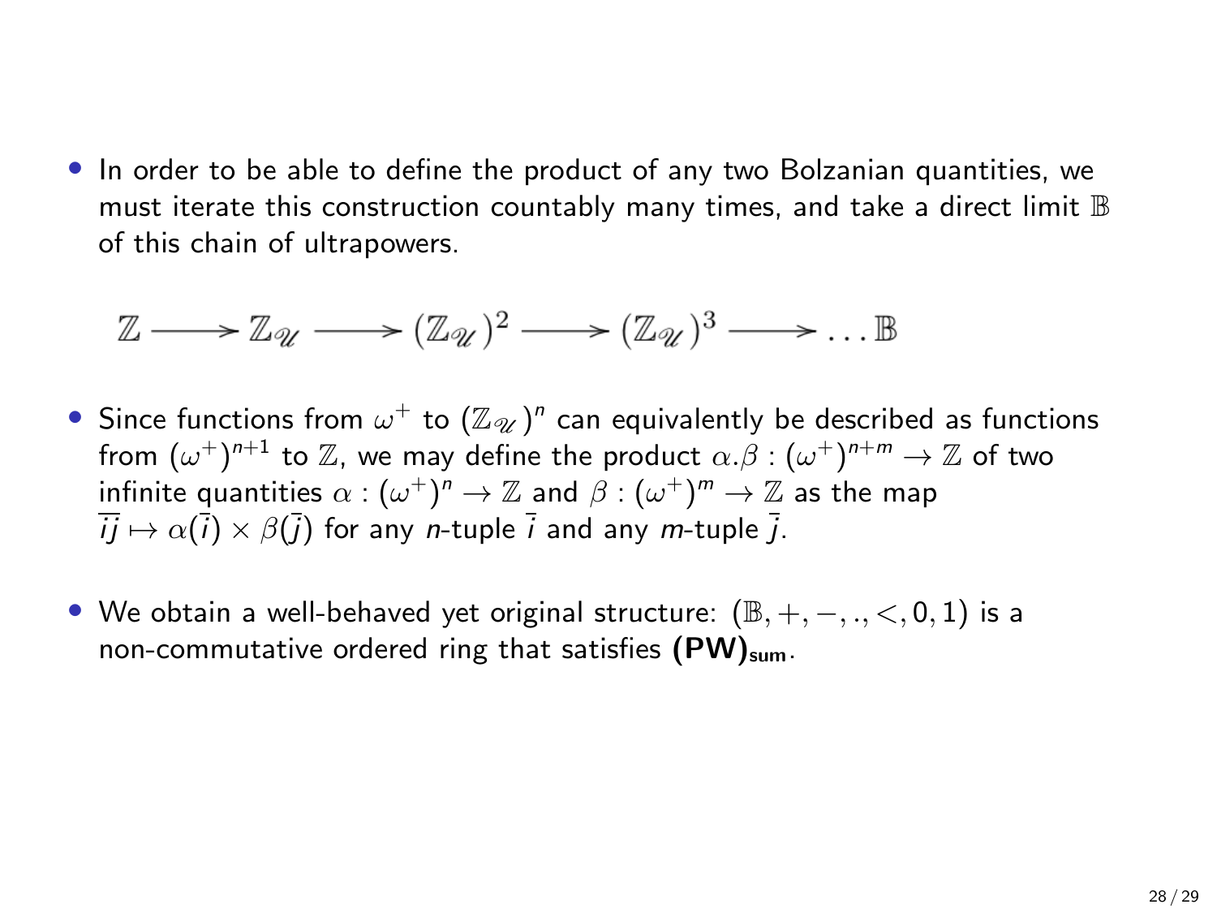- In order to be able to define the product of any two Bolzanian quantities, we must iterate this construction countably many times, and take a direct limit $\mathbb{B}$ of this chain of ultrapowers.

$$\mathbb{Z} \longrightarrow \mathbb{Z}_{\mathscr{U}} \longrightarrow (\mathbb{Z}_{\mathscr{U}})^2 \longrightarrow (\mathbb{Z}_{\mathscr{U}})^3 \longrightarrow \ldots \mathbb{B}$$

- Since functions from $\omega^+$ to $(\mathbb{Z}_{\mathscr{U}})^n$ can equivalently be described as functions from $(\omega^+)^{n+1}$ to $\mathbb{Z}$, we may define the product $\alpha.\beta : (\omega^+)^{n+m} \to \mathbb{Z}$ of two infinite quantities $\alpha : (\omega^+)^n \to \mathbb{Z}$ and $\beta : (\omega^+)^m \to \mathbb{Z}$ as the map $\overline{ij} \mapsto \alpha(\bar{i}) \times \beta(\bar{j})$ for any $n$-tuple $\bar{i}$ and any $m$-tuple $\bar{j}$.

- We obtain a well-behaved yet original structure: $(\mathbb{B}, +, -, ., <, 0, 1)$ is a non-commutative ordered ring that satisfies $\textbf{(PW)}_{\textbf{sum}}$.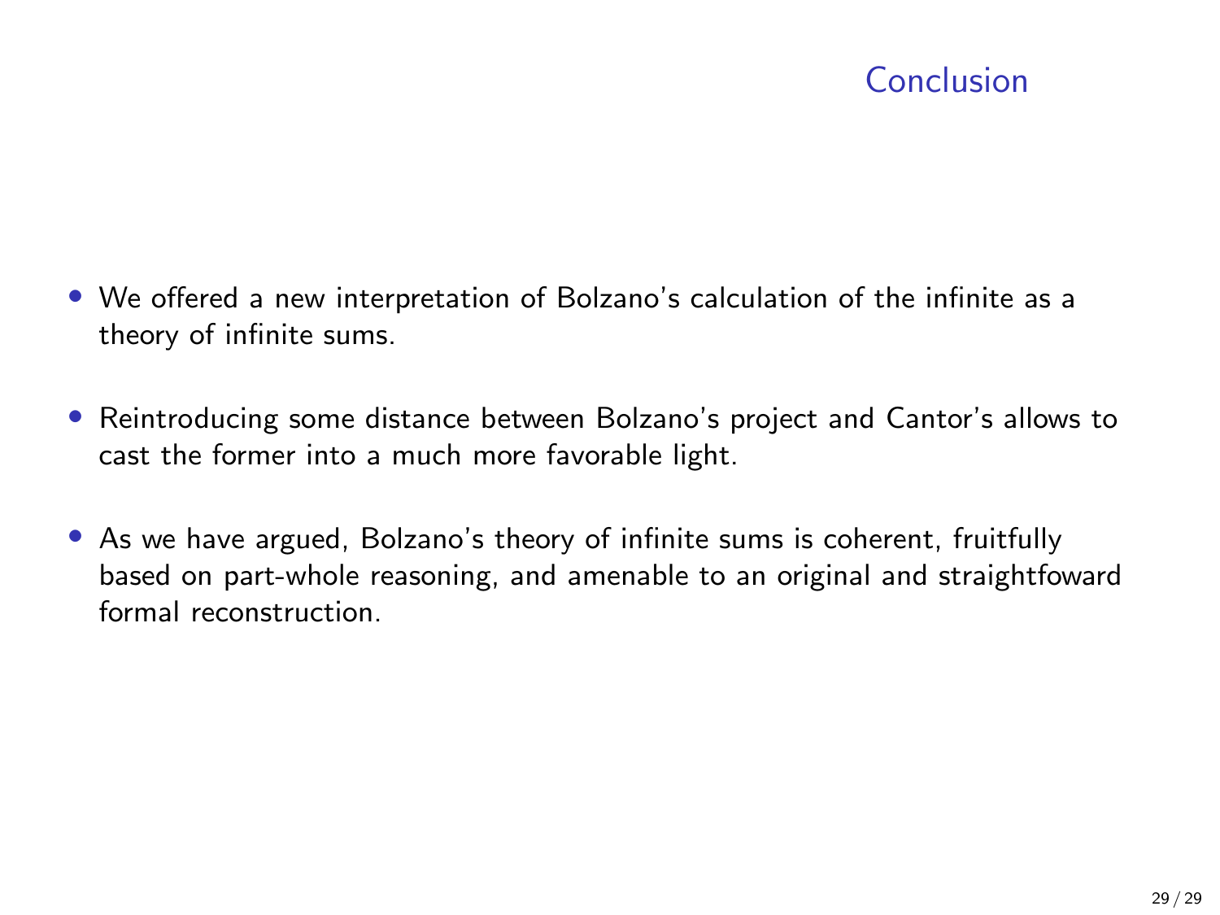## Conclusion

- We offered a new interpretation of Bolzano's calculation of the infinite as a theory of infinite sums.
- Reintroducing some distance between Bolzano's project and Cantor's allows to cast the former into a much more favorable light.
- As we have argued, Bolzano's theory of infinite sums is coherent, fruitfully based on part-whole reasoning, and amenable to an original and straightfoward formal reconstruction.